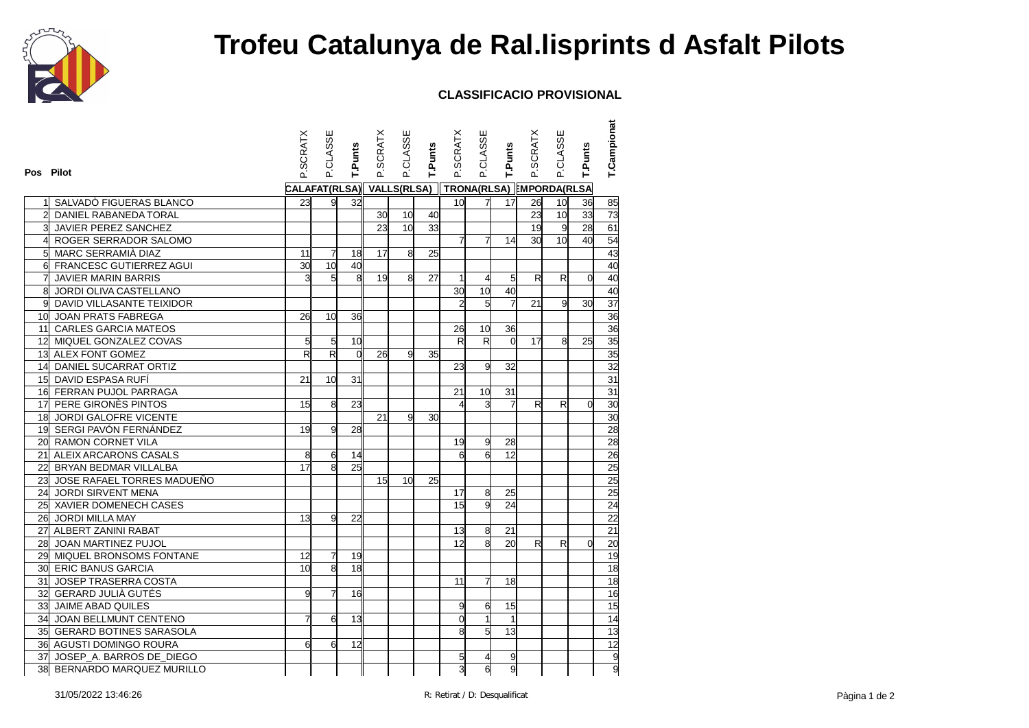# Trofeu Catalunya de Ral.lisprints d Asfalt Pilots

**CLASSIFICACIO PROVISIONAL**

| Pos | Pilot | CALAFAT(RLSA) P.SCRATX | P.CLASSE | T.Punts | VALLS(RLSA) P.SCRATX | P.CLASSE | T.Punts | TRONA(RLSA) P.SCRATX | P.CLASSE | T.Punts | EMPORDA(RLSA P.SCRATX | P.CLASSE | T.Punts | T.Campionat |
|---|---|---|---|---|---|---|---|---|---|---|---|---|---|---|
| 1 | SALVADÒ FIGUERAS BLANCO | 23 | 9 | 32 | | | | 10 | 7 | 17 | 26 | 10 | 36 | 85 |
| 2 | DANIEL RABANEDA TORAL | | | | 30 | 10 | 40 | | | | 23 | 10 | 33 | 73 |
| 3 | JAVIER PEREZ SANCHEZ | | | | 23 | 10 | 33 | | | | 19 | 9 | 28 | 61 |
| 4 | ROGER SERRADOR SALOMO | | | | | | | 7 | 7 | 14 | 30 | 10 | 40 | 54 |
| 5 | MARC SERRAMIÀ DIAZ | 11 | 7 | 18 | 17 | 8 | 25 | | | | | | | 43 |
| 6 | FRANCESC GUTIERREZ AGUI | 30 | 10 | 40 | | | | | | | | | | 40 |
| 7 | JAVIER MARIN BARRIS | 3 | 5 | 8 | 19 | 8 | 27 | 1 | 4 | 5 | R | R | 0 | 40 |
| 8 | JORDI OLIVA CASTELLANO | | | | | | | 30 | 10 | 40 | | | | 40 |
| 9 | DAVID VILLASANTE TEIXIDOR | | | | | | | 2 | 5 | 7 | 21 | 9 | 30 | 37 |
| 10 | JOAN PRATS FABREGA | 26 | 10 | 36 | | | | | | | | | | 36 |
| 11 | CARLES GARCIA MATEOS | | | | | | | 26 | 10 | 36 | | | | 36 |
| 12 | MIQUEL GONZALEZ COVAS | 5 | 5 | 10 | | | | R | R | 0 | 17 | 8 | 25 | 35 |
| 13 | ALEX FONT GOMEZ | R | R | 0 | 26 | 9 | 35 | | | | | | | 35 |
| 14 | DANIEL SUCARRAT ORTIZ | | | | | | | 23 | 9 | 32 | | | | 32 |
| 15 | DAVID ESPASA RUFÍ | 21 | 10 | 31 | | | | | | | | | | 31 |
| 16 | FERRAN PUJOL PARRAGA | | | | | | | 21 | 10 | 31 | | | | 31 |
| 17 | PERE GIRONÈS PINTOS | 15 | 8 | 23 | | | | 4 | 3 | 7 | R | R | 0 | 30 |
| 18 | JORDI GALOFRE VICENTE | | | | 21 | 9 | 30 | | | | | | | 30 |
| 19 | SERGI PAVÓN FERNÁNDEZ | 19 | 9 | 28 | | | | | | | | | | 28 |
| 20 | RAMON CORNET VILA | | | | | | | 19 | 9 | 28 | | | | 28 |
| 21 | ALEIX ARCARONS CASALS | 8 | 6 | 14 | | | | 6 | 6 | 12 | | | | 26 |
| 22 | BRYAN BEDMAR VILLALBA | 17 | 8 | 25 | | | | | | | | | | 25 |
| 23 | JOSE RAFAEL TORRES MADUEÑO | | | | 15 | 10 | 25 | | | | | | | 25 |
| 24 | JORDI SIRVENT MENA | | | | | | | 17 | 8 | 25 | | | | 25 |
| 25 | XAVIER DOMENECH CASES | | | | | | | 15 | 9 | 24 | | | | 24 |
| 26 | JORDI MILLA MAY | 13 | 9 | 22 | | | | | | | | | | 22 |
| 27 | ALBERT ZANINI RABAT | | | | | | | 13 | 8 | 21 | | | | 21 |
| 28 | JOAN MARTINEZ PUJOL | | | | | | | 12 | 8 | 20 | R | R | 0 | 20 |
| 29 | MIQUEL BRONSOMS FONTANE | 12 | 7 | 19 | | | | | | | | | | 19 |
| 30 | ERIC BANUS GARCIA | 10 | 8 | 18 | | | | | | | | | | 18 |
| 31 | JOSEP TRASERRA COSTA | | | | | | | 11 | 7 | 18 | | | | 18 |
| 32 | GERARD JULIÀ GUTÉS | 9 | 7 | 16 | | | | | | | | | | 16 |
| 33 | JAIME ABAD QUILES | | | | | | | 9 | 6 | 15 | | | | 15 |
| 34 | JOAN BELLMUNT CENTENO | 7 | 6 | 13 | | | | 0 | 1 | 1 | | | | 14 |
| 35 | GERARD BOTINES SARASOLA | | | | | | | 8 | 5 | 13 | | | | 13 |
| 36 | AGUSTI DOMINGO ROURA | 6 | 6 | 12 | | | | | | | | | | 12 |
| 37 | JOSEP_A. BARROS DE_DIEGO | | | | | | | 5 | 4 | 9 | | | | 9 |
| 38 | BERNARDO MARQUEZ MURILLO | | | | | | | 3 | 6 | 9 | | | | 9 |

31/05/2022 13:46:26

R: Retirat / D: Desqualificat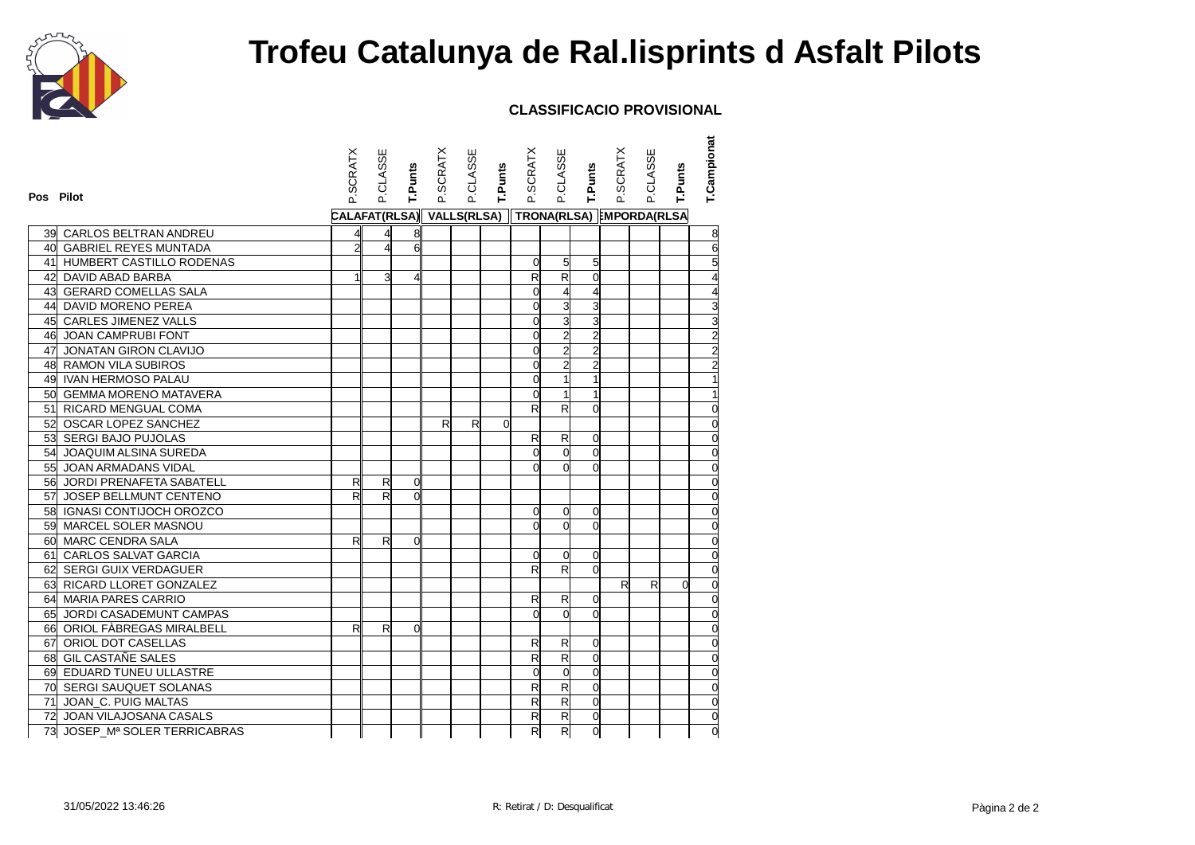# Trofeu Catalunya de Ral.lisprints d Asfalt Pilots

**CLASSIFICACIO PROVISIONAL**

| Pos | Pilot | CALAFAT(RLSA) | | | VALLS(RLSA) | | | TRONA(RLSA) | | | EMPORDA(RLSA | | | T.Campionat |
|---|---|---|---|---|---|---|---|---|---|---|---|---|---|---|
| | | P.SCRATX | P.CLASSE | T.Punts | P.SCRATX | P.CLASSE | T.Punts | P.SCRATX | P.CLASSE | T.Punts | P.SCRATX | P.CLASSE | T.Punts | |
| 39 | CARLOS BELTRAN ANDREU | 4 | 4 | 8 | | | | | | | | | | 8 |
| 40 | GABRIEL REYES MUNTADA | 2 | 4 | 6 | | | | | | | | | | 6 |
| 41 | HUMBERT CASTILLO RODENAS | | | | | | | 0 | 5 | 5 | | | | 5 |
| 42 | DAVID ABAD BARBA | 1 | 3 | 4 | | | | R | R | 0 | | | | 4 |
| 43 | GERARD COMELLAS SALA | | | | | | | 0 | 4 | 4 | | | | 4 |
| 44 | DAVID MORENO PEREA | | | | | | | 0 | 3 | 3 | | | | 3 |
| 45 | CARLES JIMENEZ VALLS | | | | | | | 0 | 3 | 3 | | | | 3 |
| 46 | JOAN CAMPRUBI FONT | | | | | | | 0 | 2 | 2 | | | | 2 |
| 47 | JONATAN GIRON CLAVIJO | | | | | | | 0 | 2 | 2 | | | | 2 |
| 48 | RAMON VILA SUBIROS | | | | | | | 0 | 2 | 2 | | | | 2 |
| 49 | IVAN HERMOSO PALAU | | | | | | | 0 | 1 | 1 | | | | 1 |
| 50 | GEMMA MORENO MATAVERA | | | | | | | 0 | 1 | 1 | | | | 1 |
| 51 | RICARD MENGUAL COMA | | | | | | | R | R | 0 | | | | 0 |
| 52 | OSCAR LOPEZ SANCHEZ | | | | R | R | 0 | | | | | | | 0 |
| 53 | SERGI BAJO PUJOLAS | | | | | | | R | R | 0 | | | | 0 |
| 54 | JOAQUIM ALSINA SUREDA | | | | | | | 0 | 0 | 0 | | | | 0 |
| 55 | JOAN ARMADANS VIDAL | | | | | | | 0 | 0 | 0 | | | | 0 |
| 56 | JORDI PRENAFETA SABATELL | R | R | 0 | | | | | | | | | | 0 |
| 57 | JOSEP BELLMUNT CENTENO | R | R | 0 | | | | | | | | | | 0 |
| 58 | IGNASI CONTIJOCH OROZCO | | | | | | | 0 | 0 | 0 | | | | 0 |
| 59 | MARCEL SOLER MASNOU | | | | | | | 0 | 0 | 0 | | | | 0 |
| 60 | MARC CENDRA SALA | R | R | 0 | | | | | | | | | | 0 |
| 61 | CARLOS SALVAT GARCIA | | | | | | | 0 | 0 | 0 | | | | 0 |
| 62 | SERGI GUIX VERDAGUER | | | | | | | R | R | 0 | | | | 0 |
| 63 | RICARD LLORET GONZALEZ | | | | | | | | | | R | R | 0 | 0 |
| 64 | MARIA PARES CARRIO | | | | | | | R | R | 0 | | | | 0 |
| 65 | JORDI CASADEMUNT CAMPAS | | | | | | | 0 | 0 | 0 | | | | 0 |
| 66 | ORIOL FÀBREGAS MIRALBELL | R | R | 0 | | | | | | | | | | 0 |
| 67 | ORIOL DOT CASELLAS | | | | | | | R | R | 0 | | | | 0 |
| 68 | GIL CASTAÑE SALES | | | | | | | R | R | 0 | | | | 0 |
| 69 | EDUARD TUNEU ULLASTRE | | | | | | | 0 | 0 | 0 | | | | 0 |
| 70 | SERGI SAUQUET SOLANAS | | | | | | | R | R | 0 | | | | 0 |
| 71 | JOAN_C. PUIG MALTAS | | | | | | | R | R | 0 | | | | 0 |
| 72 | JOAN VILAJOSANA CASALS | | | | | | | R | R | 0 | | | | 0 |
| 73 | JOSEP_Mª SOLER TERRICABRAS | | | | | | | R | R | 0 | | | | 0 |

31/05/2022 13:46:26

R: Retirat / D: Desqualificat